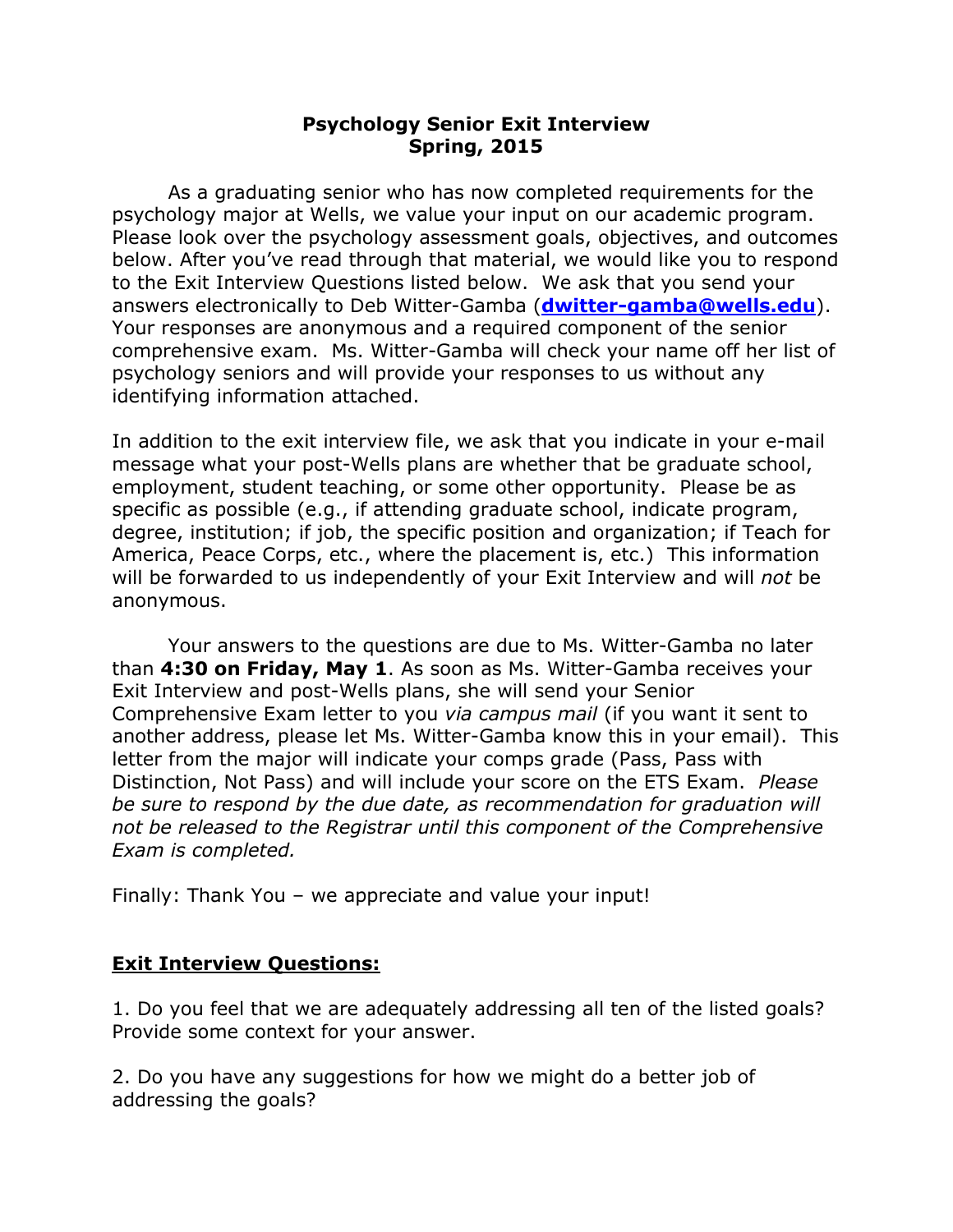# Psychology Senior Exit Interview
## Spring, 2015

As a graduating senior who has now completed requirements for the psychology major at Wells, we value your input on our academic program. Please look over the psychology assessment goals, objectives, and outcomes below. After you've read through that material, we would like you to respond to the Exit Interview Questions listed below. We ask that you send your answers electronically to Deb Witter-Gamba (**dwitter-gamba@wells.edu**). Your responses are anonymous and a required component of the senior comprehensive exam. Ms. Witter-Gamba will check your name off her list of psychology seniors and will provide your responses to us without any identifying information attached.

In addition to the exit interview file, we ask that you indicate in your e-mail message what your post-Wells plans are whether that be graduate school, employment, student teaching, or some other opportunity. Please be as specific as possible (e.g., if attending graduate school, indicate program, degree, institution; if job, the specific position and organization; if Teach for America, Peace Corps, etc., where the placement is, etc.) This information will be forwarded to us independently of your Exit Interview and will *not* be anonymous.

Your answers to the questions are due to Ms. Witter-Gamba no later than **4:30 on Friday, May 1**. As soon as Ms. Witter-Gamba receives your Exit Interview and post-Wells plans, she will send your Senior Comprehensive Exam letter to you *via campus mail* (if you want it sent to another address, please let Ms. Witter-Gamba know this in your email). This letter from the major will indicate your comps grade (Pass, Pass with Distinction, Not Pass) and will include your score on the ETS Exam. *Please be sure to respond by the due date, as recommendation for graduation will not be released to the Registrar until this component of the Comprehensive Exam is completed.*

Finally: Thank You – we appreciate and value your input!

## Exit Interview Questions:

1. Do you feel that we are adequately addressing all ten of the listed goals? Provide some context for your answer.

2. Do you have any suggestions for how we might do a better job of addressing the goals?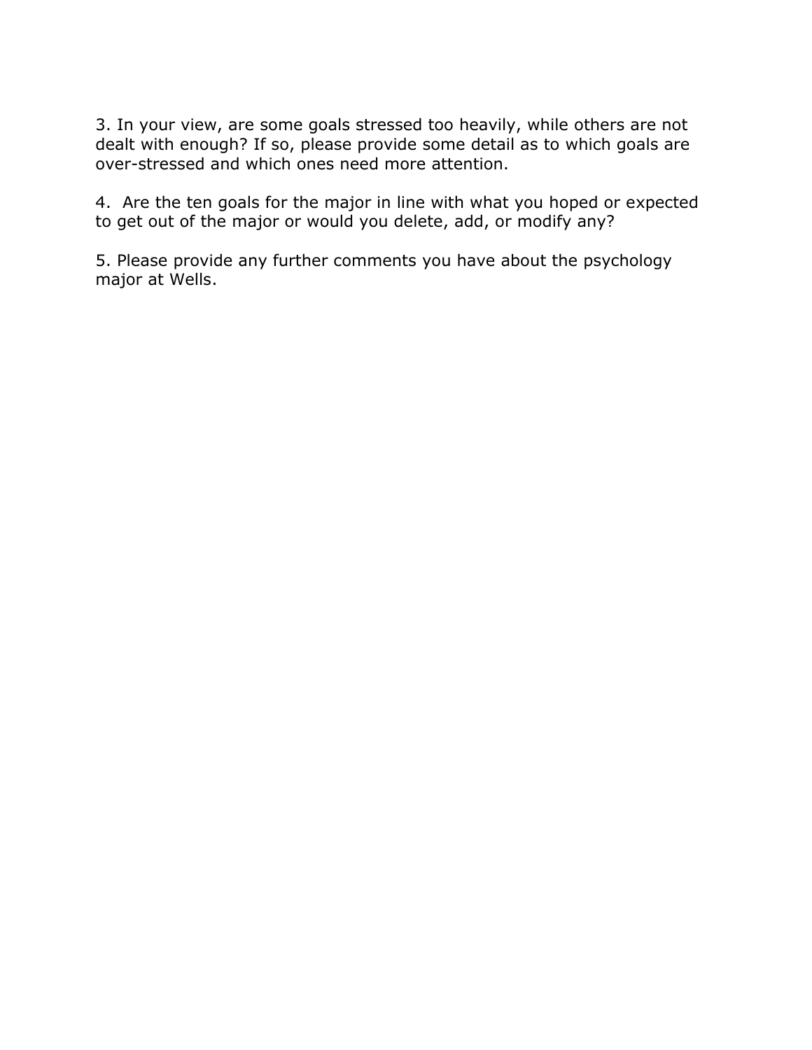3. In your view, are some goals stressed too heavily, while others are not dealt with enough? If so, please provide some detail as to which goals are over-stressed and which ones need more attention.

4. Are the ten goals for the major in line with what you hoped or expected to get out of the major or would you delete, add, or modify any?

5. Please provide any further comments you have about the psychology major at Wells.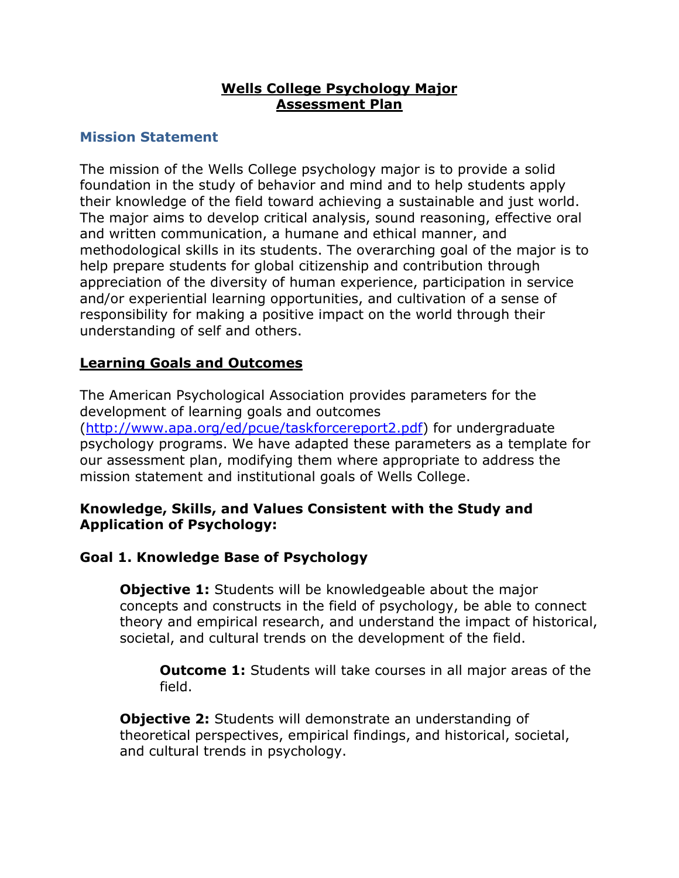# Wells College Psychology Major Assessment Plan

## Mission Statement

The mission of the Wells College psychology major is to provide a solid foundation in the study of behavior and mind and to help students apply their knowledge of the field toward achieving a sustainable and just world. The major aims to develop critical analysis, sound reasoning, effective oral and written communication, a humane and ethical manner, and methodological skills in its students. The overarching goal of the major is to help prepare students for global citizenship and contribution through appreciation of the diversity of human experience, participation in service and/or experiential learning opportunities, and cultivation of a sense of responsibility for making a positive impact on the world through their understanding of self and others.

## Learning Goals and Outcomes

The American Psychological Association provides parameters for the development of learning goals and outcomes (http://www.apa.org/ed/pcue/taskforcereport2.pdf) for undergraduate psychology programs. We have adapted these parameters as a template for our assessment plan, modifying them where appropriate to address the mission statement and institutional goals of Wells College.

### Knowledge, Skills, and Values Consistent with the Study and Application of Psychology:

### Goal 1. Knowledge Base of Psychology

**Objective 1:** Students will be knowledgeable about the major concepts and constructs in the field of psychology, be able to connect theory and empirical research, and understand the impact of historical, societal, and cultural trends on the development of the field.

**Outcome 1:** Students will take courses in all major areas of the field.

**Objective 2:** Students will demonstrate an understanding of theoretical perspectives, empirical findings, and historical, societal, and cultural trends in psychology.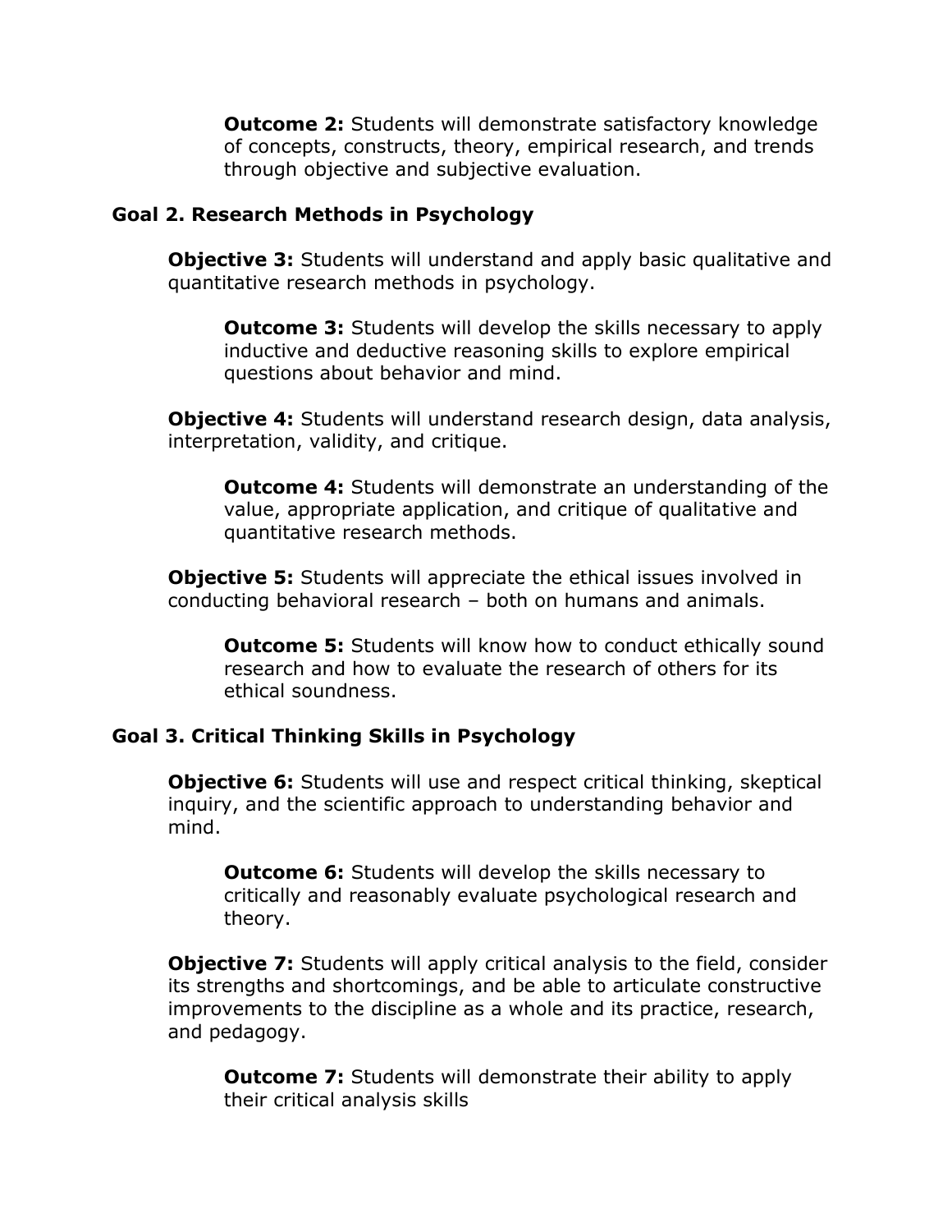**Outcome 2:** Students will demonstrate satisfactory knowledge of concepts, constructs, theory, empirical research, and trends through objective and subjective evaluation.

### Goal 2. Research Methods in Psychology

**Objective 3:** Students will understand and apply basic qualitative and quantitative research methods in psychology.

**Outcome 3:** Students will develop the skills necessary to apply inductive and deductive reasoning skills to explore empirical questions about behavior and mind.

**Objective 4:** Students will understand research design, data analysis, interpretation, validity, and critique.

**Outcome 4:** Students will demonstrate an understanding of the value, appropriate application, and critique of qualitative and quantitative research methods.

**Objective 5:** Students will appreciate the ethical issues involved in conducting behavioral research – both on humans and animals.

**Outcome 5:** Students will know how to conduct ethically sound research and how to evaluate the research of others for its ethical soundness.

### Goal 3. Critical Thinking Skills in Psychology

**Objective 6:** Students will use and respect critical thinking, skeptical inquiry, and the scientific approach to understanding behavior and mind.

**Outcome 6:** Students will develop the skills necessary to critically and reasonably evaluate psychological research and theory.

**Objective 7:** Students will apply critical analysis to the field, consider its strengths and shortcomings, and be able to articulate constructive improvements to the discipline as a whole and its practice, research, and pedagogy.

**Outcome 7:** Students will demonstrate their ability to apply their critical analysis skills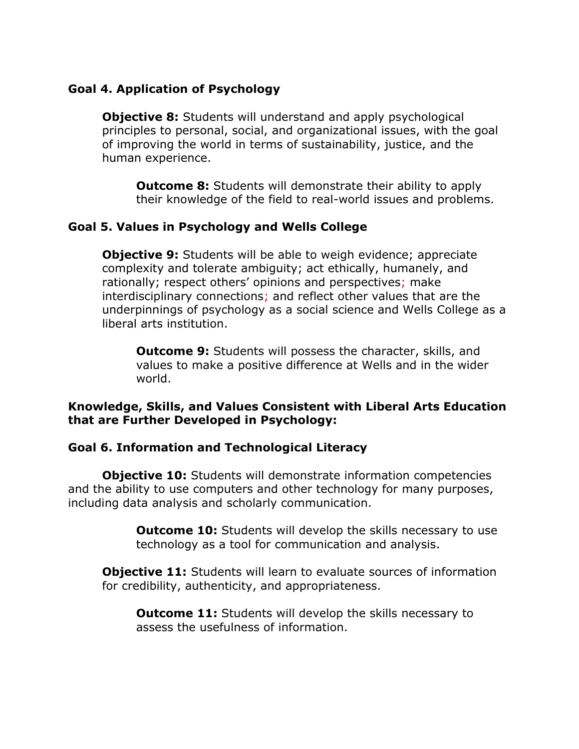**Goal 4. Application of Psychology**

**Objective 8:** Students will understand and apply psychological principles to personal, social, and organizational issues, with the goal of improving the world in terms of sustainability, justice, and the human experience.

**Outcome 8:** Students will demonstrate their ability to apply their knowledge of the field to real-world issues and problems.

**Goal 5. Values in Psychology and Wells College**

**Objective 9:** Students will be able to weigh evidence; appreciate complexity and tolerate ambiguity; act ethically, humanely, and rationally; respect others' opinions and perspectives; make interdisciplinary connections; and reflect other values that are the underpinnings of psychology as a social science and Wells College as a liberal arts institution.

**Outcome 9:** Students will possess the character, skills, and values to make a positive difference at Wells and in the wider world.

**Knowledge, Skills, and Values Consistent with Liberal Arts Education that are Further Developed in Psychology:**

**Goal 6. Information and Technological Literacy**

**Objective 10:** Students will demonstrate information competencies and the ability to use computers and other technology for many purposes, including data analysis and scholarly communication.

**Outcome 10:** Students will develop the skills necessary to use technology as a tool for communication and analysis.

**Objective 11:** Students will learn to evaluate sources of information for credibility, authenticity, and appropriateness.

**Outcome 11:** Students will develop the skills necessary to assess the usefulness of information.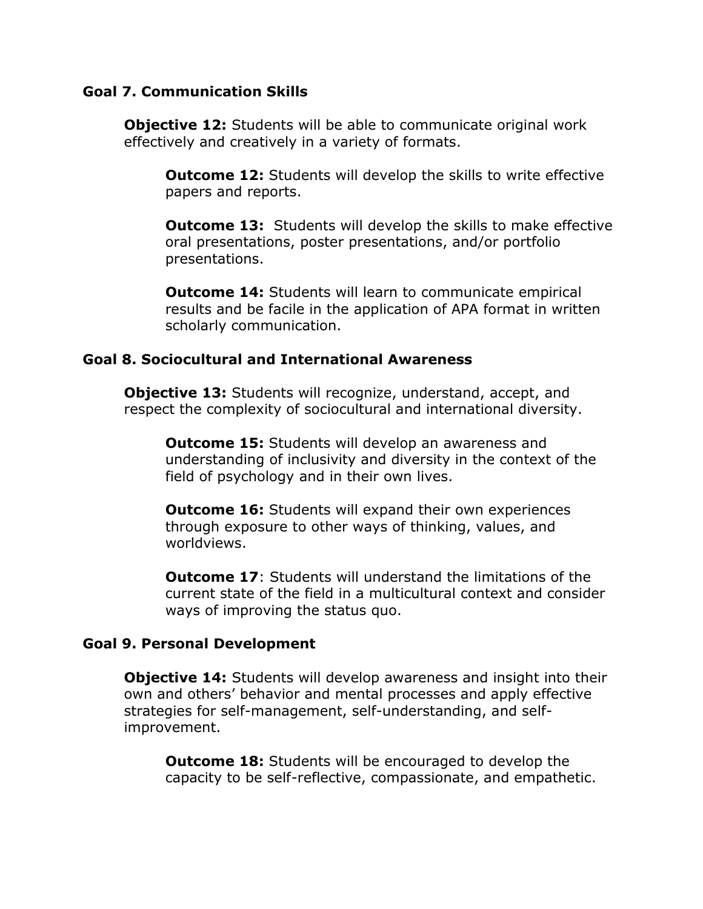**Goal 7. Communication Skills**

**Objective 12:** Students will be able to communicate original work effectively and creatively in a variety of formats.

**Outcome 12:** Students will develop the skills to write effective papers and reports.

**Outcome 13:** Students will develop the skills to make effective oral presentations, poster presentations, and/or portfolio presentations.

**Outcome 14:** Students will learn to communicate empirical results and be facile in the application of APA format in written scholarly communication.

**Goal 8. Sociocultural and International Awareness**

**Objective 13:** Students will recognize, understand, accept, and respect the complexity of sociocultural and international diversity.

**Outcome 15:** Students will develop an awareness and understanding of inclusivity and diversity in the context of the field of psychology and in their own lives.

**Outcome 16:** Students will expand their own experiences through exposure to other ways of thinking, values, and worldviews.

**Outcome 17**: Students will understand the limitations of the current state of the field in a multicultural context and consider ways of improving the status quo.

**Goal 9. Personal Development**

**Objective 14:** Students will develop awareness and insight into their own and others' behavior and mental processes and apply effective strategies for self-management, self-understanding, and self-improvement.

**Outcome 18:** Students will be encouraged to develop the capacity to be self-reflective, compassionate, and empathetic.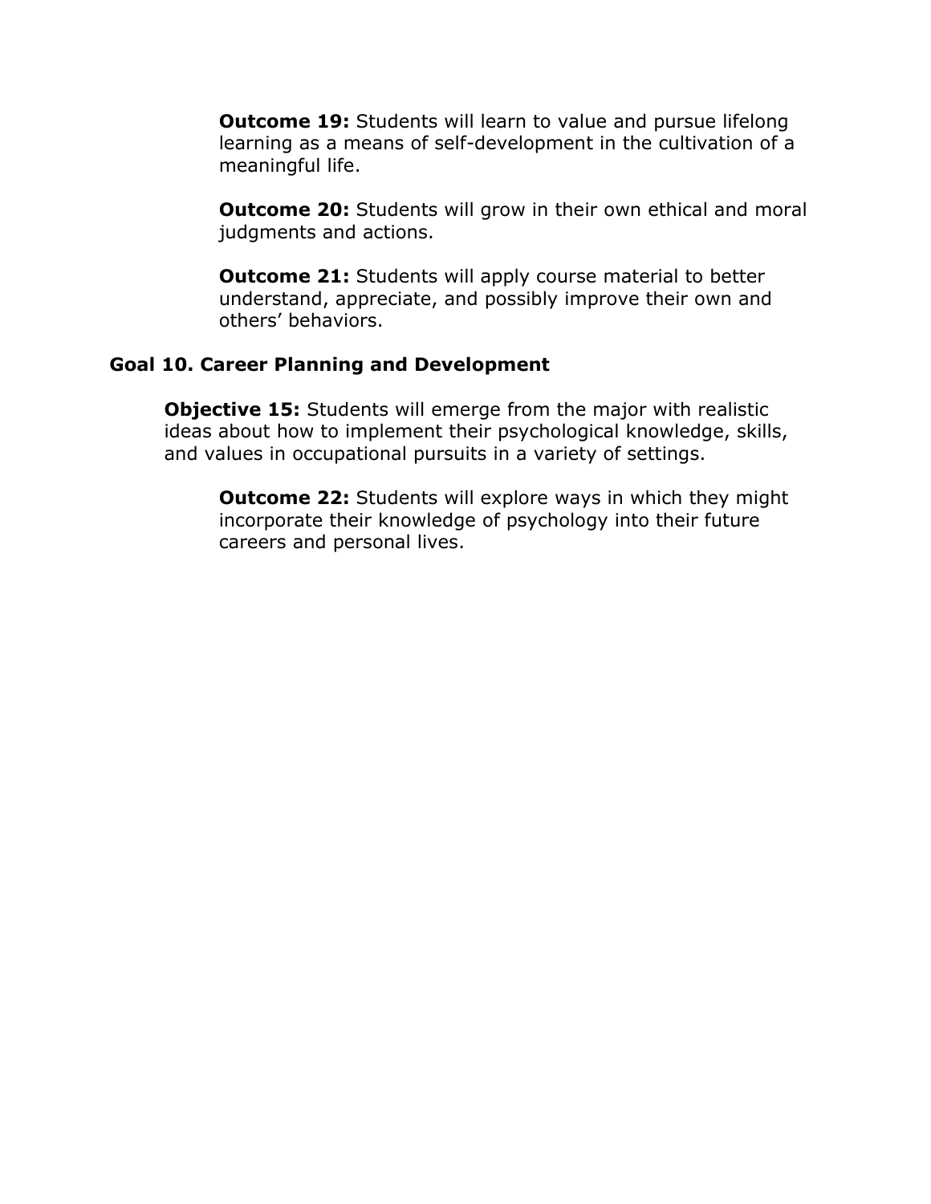**Outcome 19:** Students will learn to value and pursue lifelong learning as a means of self-development in the cultivation of a meaningful life.

**Outcome 20:** Students will grow in their own ethical and moral judgments and actions.

**Outcome 21:** Students will apply course material to better understand, appreciate, and possibly improve their own and others' behaviors.

### Goal 10. Career Planning and Development

**Objective 15:** Students will emerge from the major with realistic ideas about how to implement their psychological knowledge, skills, and values in occupational pursuits in a variety of settings.

**Outcome 22:** Students will explore ways in which they might incorporate their knowledge of psychology into their future careers and personal lives.